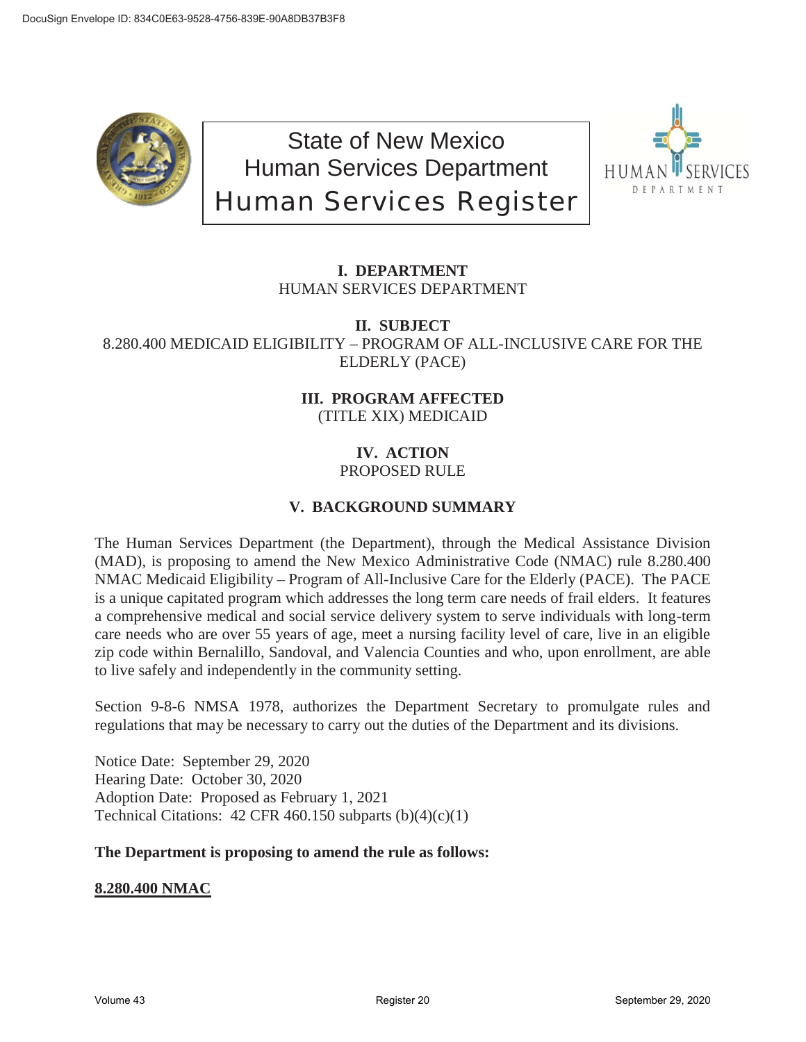State of New Mexico
Human Services Department
Human Services Register

## I. DEPARTMENT

HUMAN SERVICES DEPARTMENT

## II. SUBJECT

8.280.400 MEDICAID ELIGIBILITY – PROGRAM OF ALL-INCLUSIVE CARE FOR THE ELDERLY (PACE)

## III. PROGRAM AFFECTED

(TITLE XIX) MEDICAID

## IV. ACTION

PROPOSED RULE

## V. BACKGROUND SUMMARY

The Human Services Department (the Department), through the Medical Assistance Division (MAD), is proposing to amend the New Mexico Administrative Code (NMAC) rule 8.280.400 NMAC Medicaid Eligibility – Program of All-Inclusive Care for the Elderly (PACE). The PACE is a unique capitated program which addresses the long term care needs of frail elders. It features a comprehensive medical and social service delivery system to serve individuals with long-term care needs who are over 55 years of age, meet a nursing facility level of care, live in an eligible zip code within Bernalillo, Sandoval, and Valencia Counties and who, upon enrollment, are able to live safely and independently in the community setting.

Section 9-8-6 NMSA 1978, authorizes the Department Secretary to promulgate rules and regulations that may be necessary to carry out the duties of the Department and its divisions.

Notice Date: September 29, 2020
Hearing Date: October 30, 2020
Adoption Date: Proposed as February 1, 2021
Technical Citations: 42 CFR 460.150 subparts (b)(4)(c)(1)

**The Department is proposing to amend the rule as follows:**

**8.280.400 NMAC**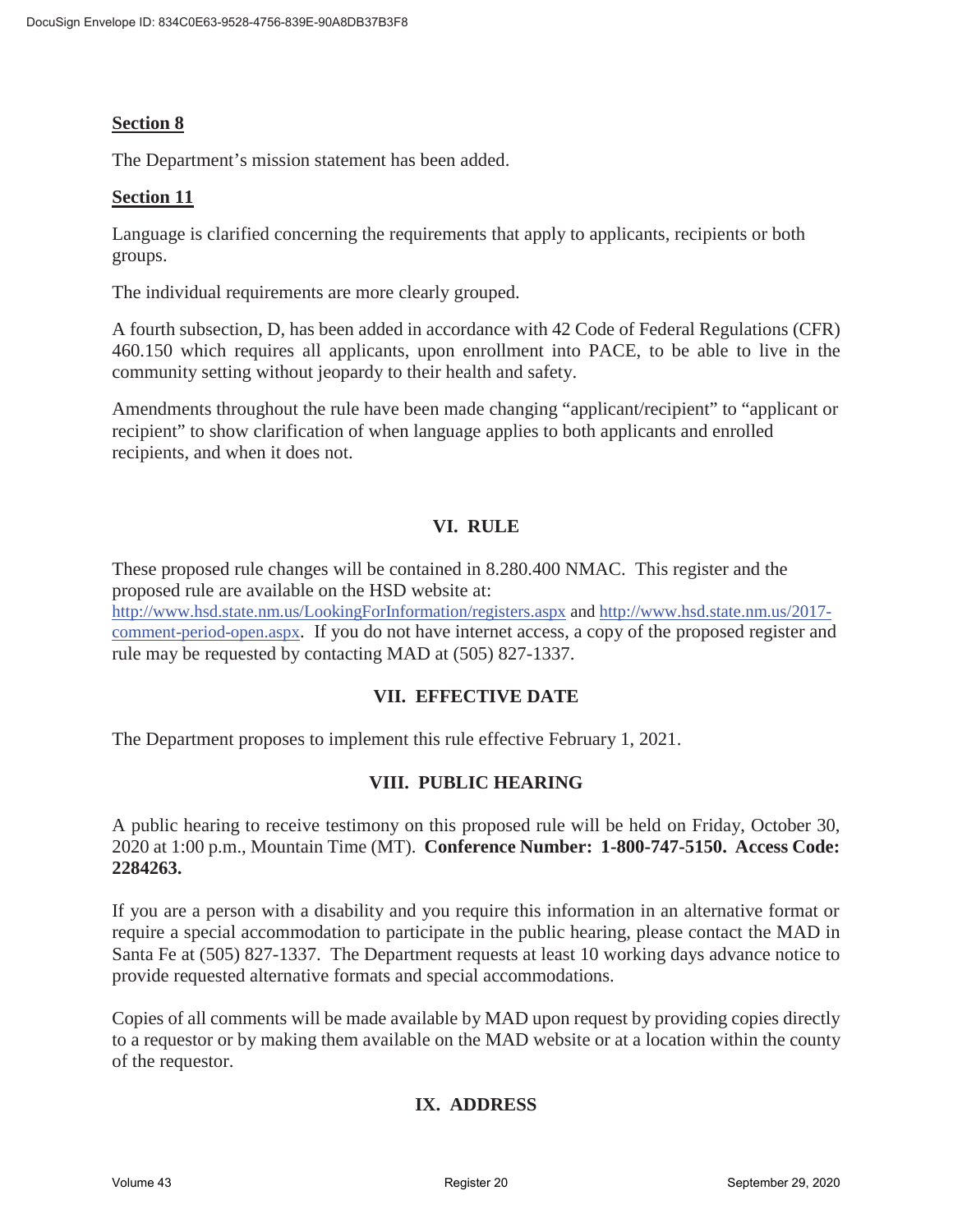**Section 8**

The Department's mission statement has been added.

**Section 11**

Language is clarified concerning the requirements that apply to applicants, recipients or both groups.

The individual requirements are more clearly grouped.

A fourth subsection, D, has been added in accordance with 42 Code of Federal Regulations (CFR) 460.150 which requires all applicants, upon enrollment into PACE, to be able to live in the community setting without jeopardy to their health and safety.

Amendments throughout the rule have been made changing "applicant/recipient" to "applicant or recipient" to show clarification of when language applies to both applicants and enrolled recipients, and when it does not.

## VI. RULE

These proposed rule changes will be contained in 8.280.400 NMAC. This register and the proposed rule are available on the HSD website at: http://www.hsd.state.nm.us/LookingForInformation/registers.aspx and http://www.hsd.state.nm.us/2017-comment-period-open.aspx. If you do not have internet access, a copy of the proposed register and rule may be requested by contacting MAD at (505) 827-1337.

## VII. EFFECTIVE DATE

The Department proposes to implement this rule effective February 1, 2021.

## VIII. PUBLIC HEARING

A public hearing to receive testimony on this proposed rule will be held on Friday, October 30, 2020 at 1:00 p.m., Mountain Time (MT). **Conference Number: 1-800-747-5150. Access Code: 2284263.**

If you are a person with a disability and you require this information in an alternative format or require a special accommodation to participate in the public hearing, please contact the MAD in Santa Fe at (505) 827-1337. The Department requests at least 10 working days advance notice to provide requested alternative formats and special accommodations.

Copies of all comments will be made available by MAD upon request by providing copies directly to a requestor or by making them available on the MAD website or at a location within the county of the requestor.

## IX. ADDRESS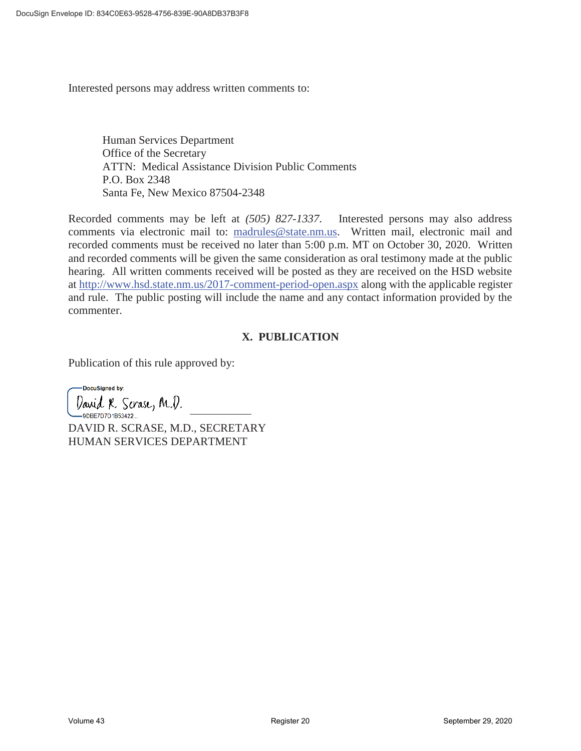Interested persons may address written comments to:

Human Services Department
Office of the Secretary
ATTN: Medical Assistance Division Public Comments
P.O. Box 2348
Santa Fe, New Mexico 87504-2348

Recorded comments may be left at *(505) 827-1337*. Interested persons may also address comments via electronic mail to: madrules@state.nm.us. Written mail, electronic mail and recorded comments must be received no later than 5:00 p.m. MT on October 30, 2020. Written and recorded comments will be given the same consideration as oral testimony made at the public hearing. All written comments received will be posted as they are received on the HSD website at http://www.hsd.state.nm.us/2017-comment-period-open.aspx along with the applicable register and rule. The public posting will include the name and any contact information provided by the commenter.

## X. PUBLICATION

Publication of this rule approved by:

DocuSigned by:
David R. Scrase, M.D.
9DBE7D7D1B53422...

DAVID R. SCRASE, M.D., SECRETARY
HUMAN SERVICES DEPARTMENT